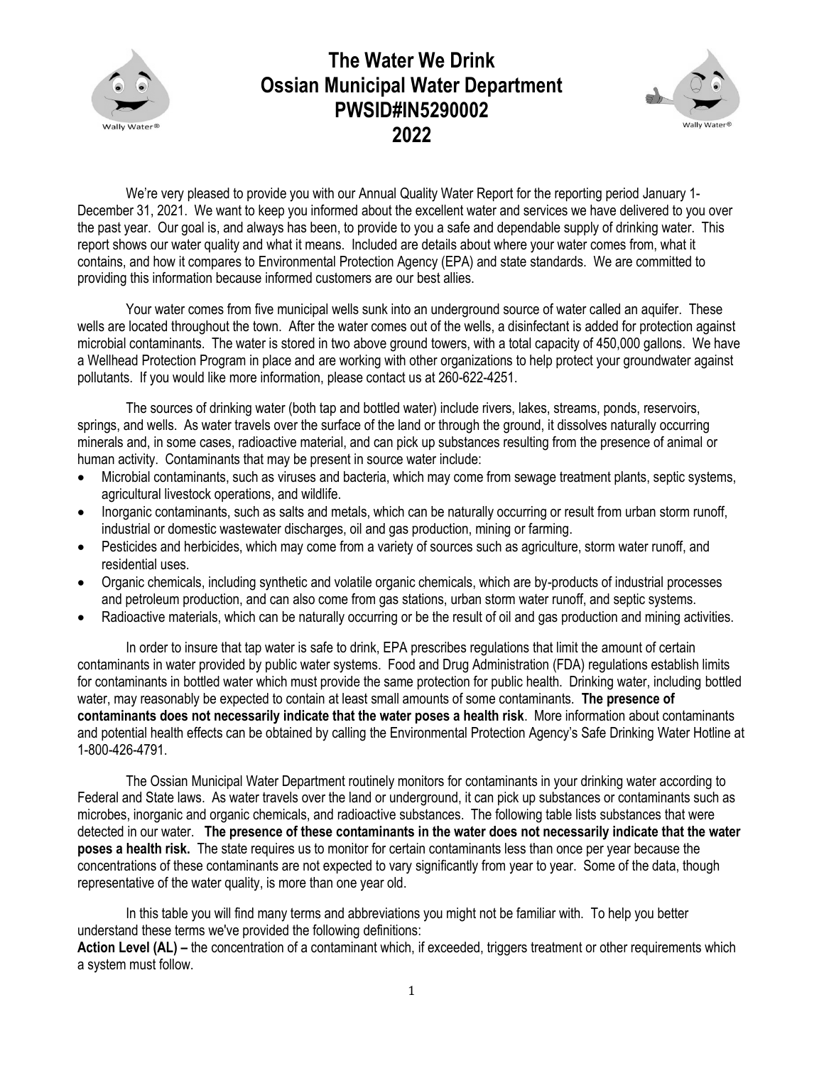# The Water We Drink
# Ossian Municipal Water Department
# PWSID#IN5290002
# 2022

We're very pleased to provide you with our Annual Quality Water Report for the reporting period January 1-December 31, 2021. We want to keep you informed about the excellent water and services we have delivered to you over the past year. Our goal is, and always has been, to provide to you a safe and dependable supply of drinking water. This report shows our water quality and what it means. Included are details about where your water comes from, what it contains, and how it compares to Environmental Protection Agency (EPA) and state standards. We are committed to providing this information because informed customers are our best allies.

Your water comes from five municipal wells sunk into an underground source of water called an aquifer. These wells are located throughout the town. After the water comes out of the wells, a disinfectant is added for protection against microbial contaminants. The water is stored in two above ground towers, with a total capacity of 450,000 gallons. We have a Wellhead Protection Program in place and are working with other organizations to help protect your groundwater against pollutants. If you would like more information, please contact us at 260-622-4251.

The sources of drinking water (both tap and bottled water) include rivers, lakes, streams, ponds, reservoirs, springs, and wells. As water travels over the surface of the land or through the ground, it dissolves naturally occurring minerals and, in some cases, radioactive material, and can pick up substances resulting from the presence of animal or human activity. Contaminants that may be present in source water include:

- Microbial contaminants, such as viruses and bacteria, which may come from sewage treatment plants, septic systems, agricultural livestock operations, and wildlife.
- Inorganic contaminants, such as salts and metals, which can be naturally occurring or result from urban storm runoff, industrial or domestic wastewater discharges, oil and gas production, mining or farming.
- Pesticides and herbicides, which may come from a variety of sources such as agriculture, storm water runoff, and residential uses.
- Organic chemicals, including synthetic and volatile organic chemicals, which are by-products of industrial processes and petroleum production, and can also come from gas stations, urban storm water runoff, and septic systems.
- Radioactive materials, which can be naturally occurring or be the result of oil and gas production and mining activities.

In order to insure that tap water is safe to drink, EPA prescribes regulations that limit the amount of certain contaminants in water provided by public water systems. Food and Drug Administration (FDA) regulations establish limits for contaminants in bottled water which must provide the same protection for public health. Drinking water, including bottled water, may reasonably be expected to contain at least small amounts of some contaminants. **The presence of contaminants does not necessarily indicate that the water poses a health risk**. More information about contaminants and potential health effects can be obtained by calling the Environmental Protection Agency's Safe Drinking Water Hotline at 1-800-426-4791.

The Ossian Municipal Water Department routinely monitors for contaminants in your drinking water according to Federal and State laws. As water travels over the land or underground, it can pick up substances or contaminants such as microbes, inorganic and organic chemicals, and radioactive substances. The following table lists substances that were detected in our water. **The presence of these contaminants in the water does not necessarily indicate that the water poses a health risk.** The state requires us to monitor for certain contaminants less than once per year because the concentrations of these contaminants are not expected to vary significantly from year to year. Some of the data, though representative of the water quality, is more than one year old.

In this table you will find many terms and abbreviations you might not be familiar with. To help you better understand these terms we've provided the following definitions:

**Action Level (AL) –** the concentration of a contaminant which, if exceeded, triggers treatment or other requirements which a system must follow.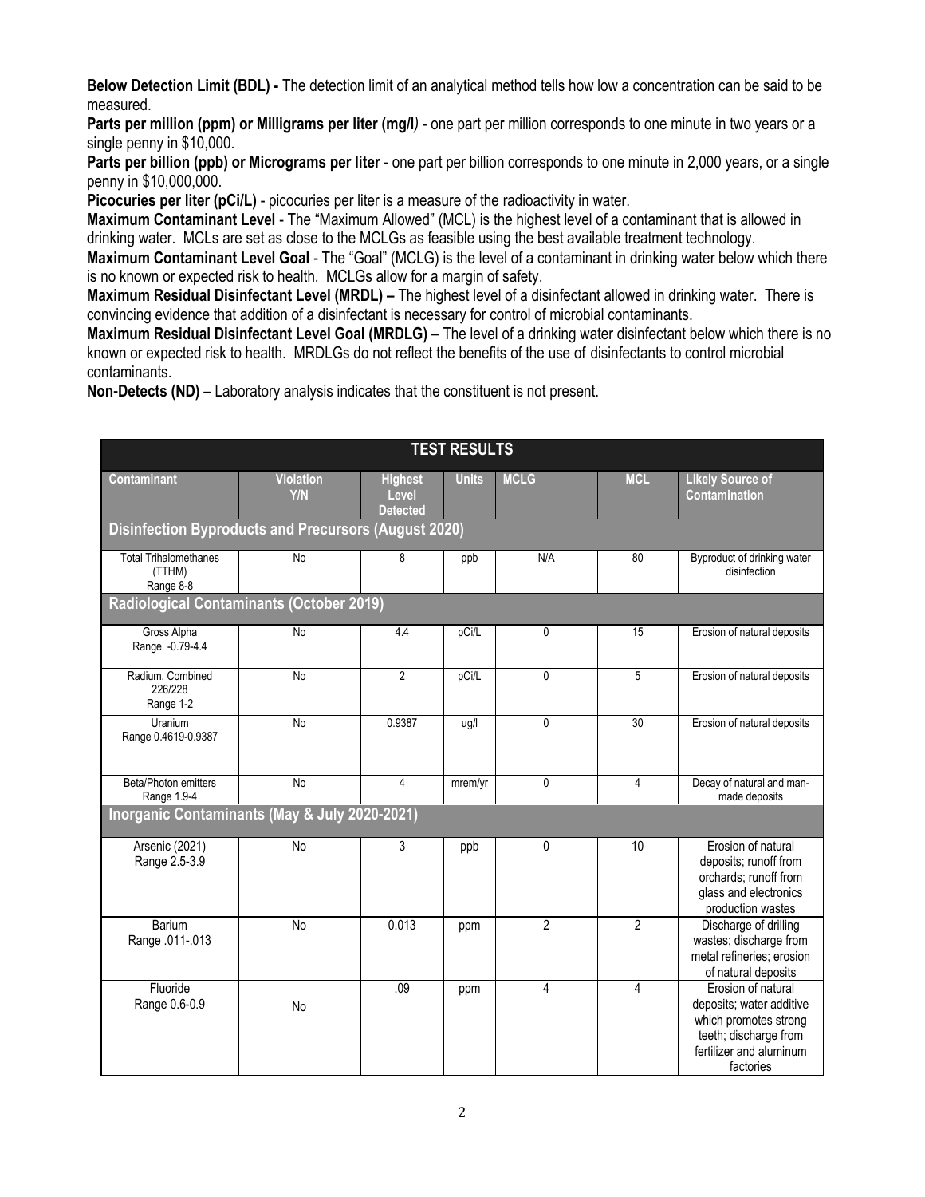**Below Detection Limit (BDL) -** The detection limit of an analytical method tells how low a concentration can be said to be measured.

**Parts per million (ppm) or Milligrams per liter (mg/l***)* - one part per million corresponds to one minute in two years or a single penny in $10,000.

**Parts per billion (ppb) or Micrograms per liter** - one part per billion corresponds to one minute in 2,000 years, or a single penny in $10,000,000.

**Picocuries per liter (pCi/L)** - picocuries per liter is a measure of the radioactivity in water.

**Maximum Contaminant Level** - The "Maximum Allowed" (MCL) is the highest level of a contaminant that is allowed in drinking water. MCLs are set as close to the MCLGs as feasible using the best available treatment technology.

**Maximum Contaminant Level Goal** - The "Goal" (MCLG) is the level of a contaminant in drinking water below which there is no known or expected risk to health. MCLGs allow for a margin of safety.

**Maximum Residual Disinfectant Level (MRDL) –** The highest level of a disinfectant allowed in drinking water. There is convincing evidence that addition of a disinfectant is necessary for control of microbial contaminants.

**Maximum Residual Disinfectant Level Goal (MRDLG)** – The level of a drinking water disinfectant below which there is no known or expected risk to health. MRDLGs do not reflect the benefits of the use of disinfectants to control microbial contaminants.

**Non-Detects (ND)** – Laboratory analysis indicates that the constituent is not present.

| TEST RESULTS | | | | | | |
|---|---|---|---|---|---|---|
| **Contaminant** | **Violation Y/N** | **Highest Level Detected** | **Units** | **MCLG** | **MCL** | **Likely Source of Contamination** |
| **Disinfection Byproducts and Precursors (August 2020)** | | | | | | |
| Total Trihalomethanes (TTHM) Range 8-8 | No | 8 | ppb | N/A | 80 | Byproduct of drinking water disinfection |
| **Radiological Contaminants (October 2019)** | | | | | | |
| Gross Alpha Range -0.79-4.4 | No | 4.4 | pCi/L | 0 | 15 | Erosion of natural deposits |
| Radium, Combined 226/228 Range 1-2 | No | 2 | pCi/L | 0 | 5 | Erosion of natural deposits |
| Uranium Range 0.4619-0.9387 | No | 0.9387 | ug/l | 0 | 30 | Erosion of natural deposits |
| Beta/Photon emitters Range 1.9-4 | No | 4 | mrem/yr | 0 | 4 | Decay of natural and man-made deposits |
| **Inorganic Contaminants (May & July 2020-2021)** | | | | | | |
| Arsenic (2021) Range 2.5-3.9 | No | 3 | ppb | 0 | 10 | Erosion of natural deposits; runoff from orchards; runoff from glass and electronics production wastes |
| Barium Range .011-.013 | No | 0.013 | ppm | 2 | 2 | Discharge of drilling wastes; discharge from metal refineries; erosion of natural deposits |
| Fluoride Range 0.6-0.9 | No | .09 | ppm | 4 | 4 | Erosion of natural deposits; water additive which promotes strong teeth; discharge from fertilizer and aluminum factories |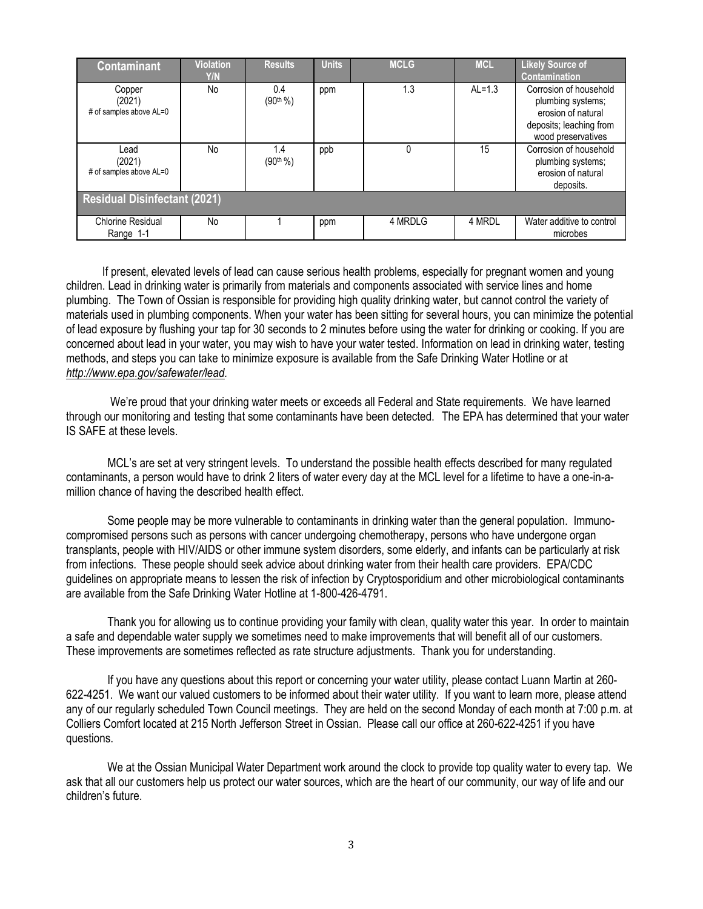| Contaminant | Violation Y/N | Results | Units | MCLG | MCL | Likely Source of Contamination |
|---|---|---|---|---|---|---|
| Copper (2021) # of samples above AL=0 | No | 0.4 (90$^{th}$ %) | ppm | 1.3 | AL=1.3 | Corrosion of household plumbing systems; erosion of natural deposits; leaching from wood preservatives |
| Lead (2021) # of samples above AL=0 | No | 1.4 (90$^{th}$ %) | ppb | 0 | 15 | Corrosion of household plumbing systems; erosion of natural deposits. |
| **Residual Disinfectant (2021)** | | | | | | |
| Chlorine Residual Range 1-1 | No | 1 | ppm | 4 MRDLG | 4 MRDL | Water additive to control microbes |

If present, elevated levels of lead can cause serious health problems, especially for pregnant women and young children. Lead in drinking water is primarily from materials and components associated with service lines and home plumbing. The Town of Ossian is responsible for providing high quality drinking water, but cannot control the variety of materials used in plumbing components. When your water has been sitting for several hours, you can minimize the potential of lead exposure by flushing your tap for 30 seconds to 2 minutes before using the water for drinking or cooking. If you are concerned about lead in your water, you may wish to have your water tested. Information on lead in drinking water, testing methods, and steps you can take to minimize exposure is available from the Safe Drinking Water Hotline or at *http://www.epa.gov/safewater/lead.*

We're proud that your drinking water meets or exceeds all Federal and State requirements. We have learned through our monitoring and testing that some contaminants have been detected. The EPA has determined that your water IS SAFE at these levels.

MCL's are set at very stringent levels. To understand the possible health effects described for many regulated contaminants, a person would have to drink 2 liters of water every day at the MCL level for a lifetime to have a one-in-a-million chance of having the described health effect.

Some people may be more vulnerable to contaminants in drinking water than the general population. Immuno-compromised persons such as persons with cancer undergoing chemotherapy, persons who have undergone organ transplants, people with HIV/AIDS or other immune system disorders, some elderly, and infants can be particularly at risk from infections. These people should seek advice about drinking water from their health care providers. EPA/CDC guidelines on appropriate means to lessen the risk of infection by Cryptosporidium and other microbiological contaminants are available from the Safe Drinking Water Hotline at 1-800-426-4791.

Thank you for allowing us to continue providing your family with clean, quality water this year. In order to maintain a safe and dependable water supply we sometimes need to make improvements that will benefit all of our customers. These improvements are sometimes reflected as rate structure adjustments. Thank you for understanding.

If you have any questions about this report or concerning your water utility, please contact Luann Martin at 260-622-4251. We want our valued customers to be informed about their water utility. If you want to learn more, please attend any of our regularly scheduled Town Council meetings. They are held on the second Monday of each month at 7:00 p.m. at Colliers Comfort located at 215 North Jefferson Street in Ossian. Please call our office at 260-622-4251 if you have questions.

We at the Ossian Municipal Water Department work around the clock to provide top quality water to every tap. We ask that all our customers help us protect our water sources, which are the heart of our community, our way of life and our children's future.